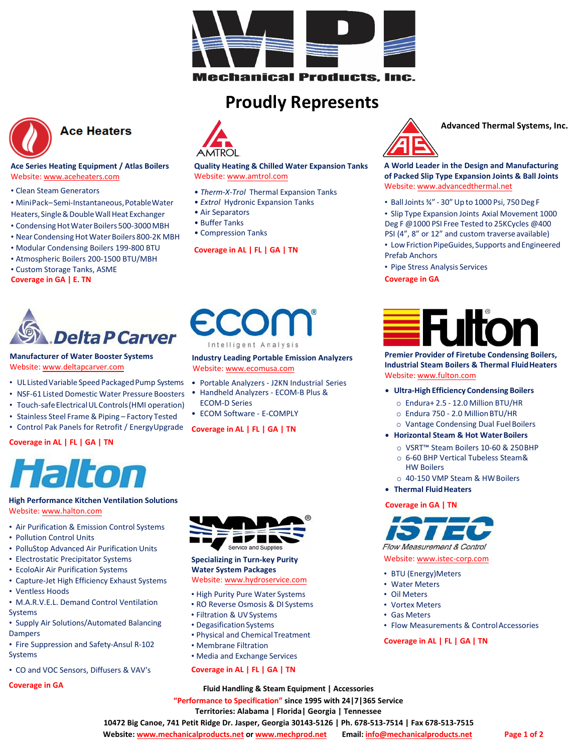# Mechanical Products, Inc.

## Proudly Represents

### Ace Heaters

**Ace Series Heating Equipment / Atlas Boilers**
Website: www.aceheaters.com

- Clean Steam Generators
- MiniPack–Semi-Instantaneous, Potable Water Heaters, Single & Double Wall Heat Exchanger
- Condensing Hot Water Boilers 500-3000 MBH
- Near Condensing Hot Water Boilers 800-2K MBH
- Modular Condensing Boilers 199-800 BTU
- Atmospheric Boilers 200-1500 BTU/MBH
- Custom Storage Tanks, ASME

**Coverage in GA | E. TN**

### AMTROL

**Quality Heating & Chilled Water Expansion Tanks**
Website: www.amtrol.com

- *Therm-X-Trol* Thermal Expansion Tanks
- *Extrol* Hydronic Expansion Tanks
- Air Separators
- Buffer Tanks
- Compression Tanks

**Coverage in AL | FL | GA | TN**

### Advanced Thermal Systems, Inc.

**A World Leader in the Design and Manufacturing of Packed Slip Type Expansion Joints & Ball Joints**
Website: www.advancedthermal.net

- Ball Joints ¾" - 30" Up to 1000 Psi, 750 Deg F
- Slip Type Expansion Joints Axial Movement 1000 Deg F @1000 PSI Free Tested to 25KCycles @400 PSI (4", 8" or 12" and custom traverse available)
- Low Friction Pipe Guides, Supports and Engineered Prefab Anchors
- Pipe Stress Analysis Services

**Coverage in GA**

### Delta P Carver

**Manufacturer of Water Booster Systems**
Website: www.deltapcarver.com

- UL Listed Variable Speed Packaged Pump Systems
- NSF-61 Listed Domestic Water Pressure Boosters
- Touch-safe Electrical UL Controls (HMI operation)
- Stainless Steel Frame & Piping – Factory Tested
- Control Pak Panels for Retrofit / Energy Upgrade

**Coverage in AL | FL | GA | TN**

### ecom – Intelligent Analysis

**Industry Leading Portable Emission Analyzers**
Website: www.ecomusa.com

- Portable Analyzers - J2KN Industrial Series
- Handheld Analyzers - ECOM-B Plus & ECOM-D Series
- ECOM Software - E-COMPLY

**Coverage in AL | FL | GA | TN**

### Fulton

**Premier Provider of Firetube Condensing Boilers, Industrial Steam Boilers & Thermal Fluid Heaters**
Website: www.fulton.com

- **Ultra-High Efficiency Condensing Boilers**
  - Endura+ 2.5 - 12.0 Million BTU/HR
  - Endura 750 - 2.0 Million BTU/HR
  - Vantage Condensing Dual Fuel Boilers
- **Horizontal Steam & Hot Water Boilers**
  - VSRT™ Steam Boilers 10-60 & 250 BHP
  - 6-60 BHP Vertical Tubeless Steam & HW Boilers
  - 40-150 VMP Steam & HW Boilers
- **Thermal Fluid Heaters**

**Coverage in GA | TN**

### Halton

**High Performance Kitchen Ventilation Solutions**
Website: www.halton.com

- Air Purification & Emission Control Systems
- Pollution Control Units
- PolluStop Advanced Air Purification Units
- Electrostatic Precipitator Systems
- EcoloAir Air Purification Systems
- Capture-Jet High Efficiency Exhaust Systems
- Ventless Hoods
- M.A.R.V.E.L. Demand Control Ventilation Systems
- Supply Air Solutions/Automated Balancing Dampers
- Fire Suppression and Safety-Ansul R-102 Systems
- CO and VOC Sensors, Diffusers & VAV's

**Coverage in GA**

### HYDRO Service and Supplies

**Specializing in Turn-key Purity Water System Packages**
Website: www.hydroservice.com

- High Purity Pure Water Systems
- RO Reverse Osmosis & DI Systems
- Filtration & UV Systems
- Degasification Systems
- Physical and Chemical Treatment
- Membrane Filtration
- Media and Exchange Services

**Coverage in AL | FL | GA | TN**

### ISTEC – Flow Measurement & Control

Website: www.istec-corp.com

- BTU (Energy) Meters
- Water Meters
- Oil Meters
- Vortex Meters
- Gas Meters
- Flow Measurements & Control Accessories

**Coverage in AL | FL | GA | TN**

---

**Fluid Handling & Steam Equipment | Accessories**

**"Performance to Specification" since 1995 with 24|7|365 Service**

**Territories: Alabama | Florida | Georgia | Tennessee**

**10472 Big Canoe, 741 Petit Ridge Dr. Jasper, Georgia 30143-5126 | Ph. 678-513-7514 | Fax 678-513-7515**

**Website: www.mechanicalproducts.net or www.mechprod.net Email: info@mechanicalproducts.net**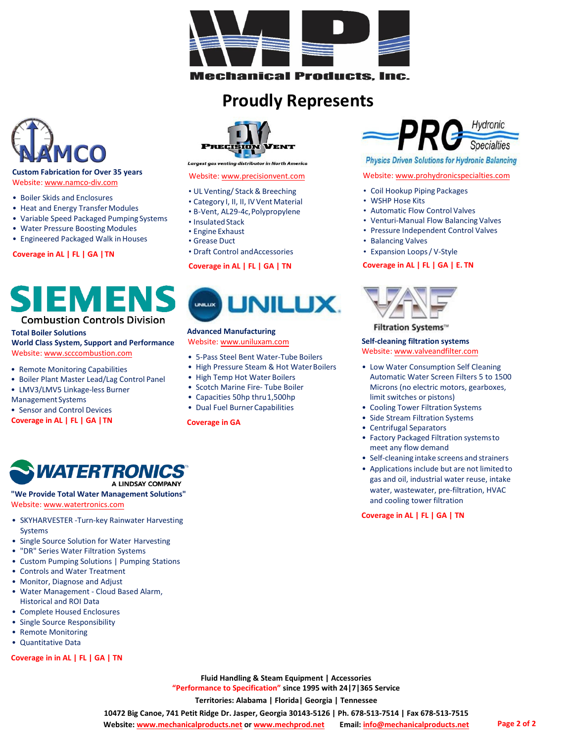# Mechanical Products, Inc.

## Proudly Represents

### NAMCO

**Custom Fabrication for Over 35 years**
Website: www.namco-div.com

- Boiler Skids and Enclosures
- Heat and Energy Transfer Modules
- Variable Speed Packaged Pumping Systems
- Water Pressure Boosting Modules
- Engineered Packaged Walk in Houses

**Coverage in AL | FL | GA | TN**

### Precision Vent

*Largest gas venting distributor in North America*

Website: www.precisionvent.com

- UL Venting/ Stack & Breeching
- Category I, II, II, IV Vent Material
- B-Vent, AL29-4c, Polypropylene
- Insulated Stack
- Engine Exhaust
- Grease Duct
- Draft Control and Accessories

**Coverage in AL | FL | GA | TN**

### PRO Hydronic Specialties

*Physics Driven Solutions for Hydronic Balancing*

Website: www.prohydronicspecialties.com

- Coil Hookup Piping Packages
- WSHP Hose Kits
- Automatic Flow Control Valves
- Venturi-Manual Flow Balancing Valves
- Pressure Independent Control Valves
- Balancing Valves
- Expansion Loops / V-Style

**Coverage in AL | FL | GA | E. TN**

### SIEMENS Combustion Controls Division

**Total Boiler Solutions**
**World Class System, Support and Performance**
Website: www.scccombustion.com

- Remote Monitoring Capabilities
- Boiler Plant Master Lead/Lag Control Panel
- LMV3/LMV5 Linkage-less Burner Management Systems
- Sensor and Control Devices

**Coverage in AL | FL | GA | TN**

### UNILUX

**Advanced Manufacturing**
Website: www.uniluxam.com

- 5-Pass Steel Bent Water-Tube Boilers
- High Pressure Steam & Hot Water Boilers
- High Temp Hot Water Boilers
- Scotch Marine Fire- Tube Boiler
- Capacities 50hp thru 1,500hp
- Dual Fuel Burner Capabilities

**Coverage in GA**

### VAF Filtration Systems™

**Self-cleaning filtration systems**
Website: www.valveandfilter.com

- Low Water Consumption Self Cleaning Automatic Water Screen Filters 5 to 1500 Microns (no electric motors, gearboxes, limit switches or pistons)
- Cooling Tower Filtration Systems
- Side Stream Filtration Systems
- Centrifugal Separators
- Factory Packaged Filtration systems to meet any flow demand
- Self-cleaning intake screens and strainers
- Applications include but are not limited to gas and oil, industrial water reuse, intake water, wastewater, pre-filtration, HVAC and cooling tower filtration

**Coverage in AL | FL | GA | TN**

### WATERTRONICS™ A LINDSAY COMPANY

**"We Provide Total Water Management Solutions"**
Website: www.watertronics.com

- SKYHARVESTER -Turn-key Rainwater Harvesting Systems
- Single Source Solution for Water Harvesting
- "DR" Series Water Filtration Systems
- Custom Pumping Solutions | Pumping Stations
- Controls and Water Treatment
- Monitor, Diagnose and Adjust
- Water Management - Cloud Based Alarm, Historical and ROI Data
- Complete Housed Enclosures
- Single Source Responsibility
- Remote Monitoring
- Quantitative Data

**Coverage in in AL | FL | GA | TN**

**Fluid Handling & Steam Equipment | Accessories**
**"Performance to Specification" since 1995 with 24|7|365 Service**
**Territories: Alabama | Florida| Georgia | Tennessee**
**10472 Big Canoe, 741 Petit Ridge Dr. Jasper, Georgia 30143-5126 | Ph. 678-513-7514 | Fax 678-513-7515**
**Website: www.mechanicalproducts.net or www.mechprod.net Email: info@mechanicalproducts.net**